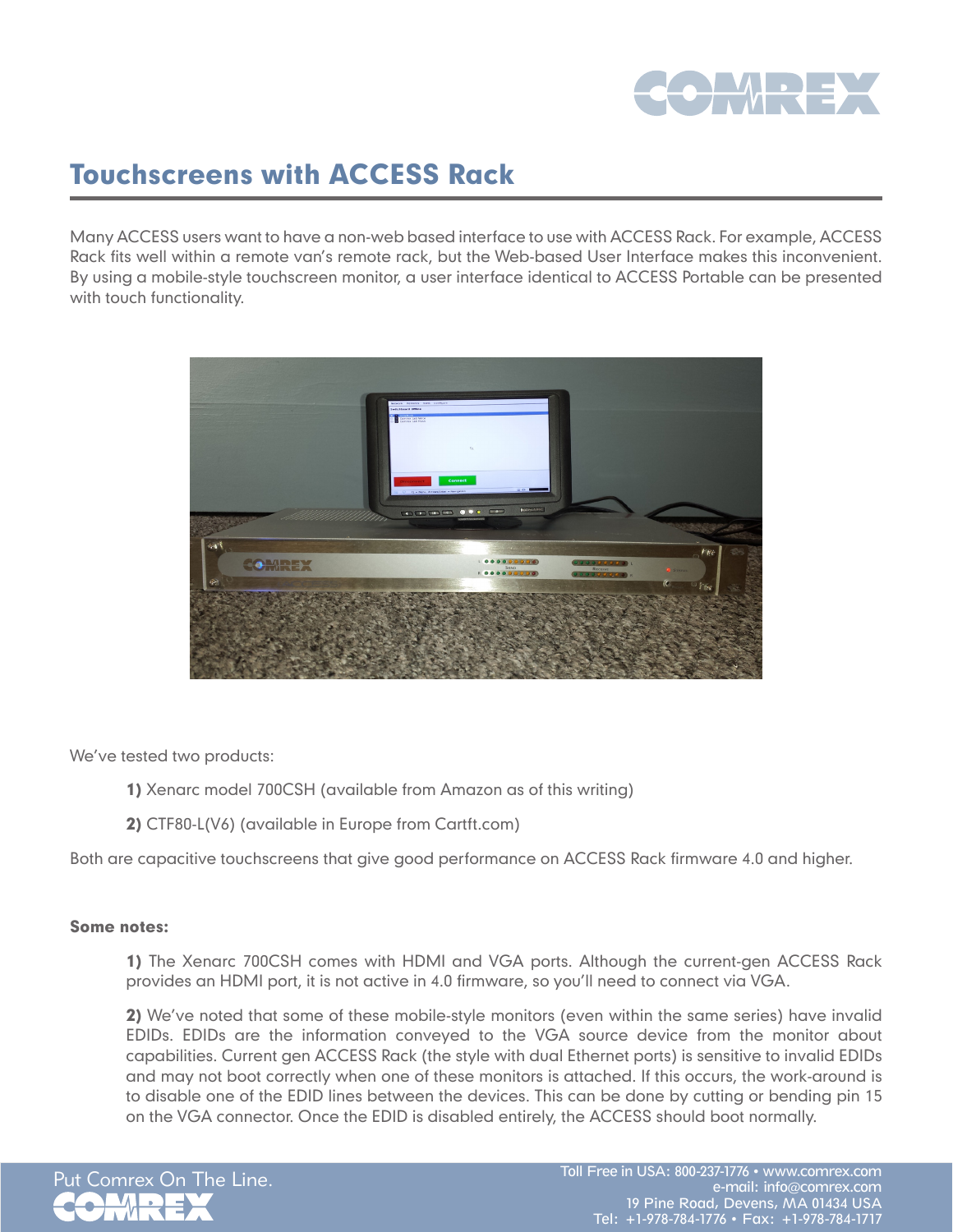# Touchscreens with ACCESS Rack

Many ACCESS users want to have a non-web based interface to use with ACCESS Rack. For example, ACCESS Rack fits well within a remote van's remote rack, but the Web-based User Interface makes this inconvenient. By using a mobile-style touchscreen monitor, a user interface identical to ACCESS Portable can be presented with touch functionality.

We've tested two products:

**1)** Xenarc model 700CSH (available from Amazon as of this writing)

**2)** CTF80-L(V6) (available in Europe from Cartft.com)

Both are capacitive touchscreens that give good performance on ACCESS Rack firmware 4.0 and higher.

**Some notes:**

**1)** The Xenarc 700CSH comes with HDMI and VGA ports. Although the current-gen ACCESS Rack provides an HDMI port, it is not active in 4.0 firmware, so you'll need to connect via VGA.

**2)** We've noted that some of these mobile-style monitors (even within the same series) have invalid EDIDs. EDIDs are the information conveyed to the VGA source device from the monitor about capabilities. Current gen ACCESS Rack (the style with dual Ethernet ports) is sensitive to invalid EDIDs and may not boot correctly when one of these monitors is attached. If this occurs, the work-around is to disable one of the EDID lines between the devices. This can be done by cutting or bending pin 15 on the VGA connector. Once the EDID is disabled entirely, the ACCESS should boot normally.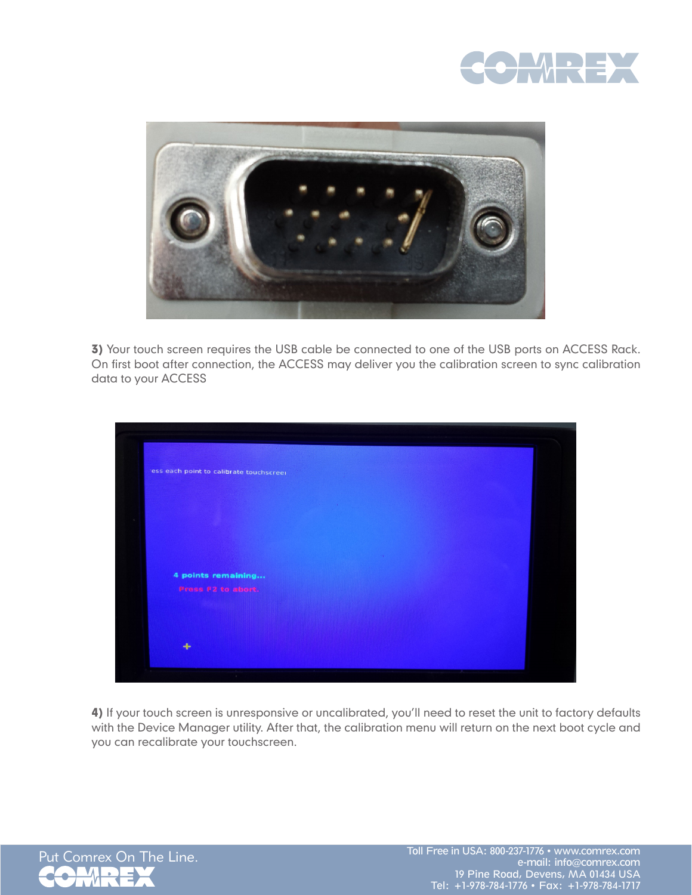**3)** Your touch screen requires the USB cable be connected to one of the USB ports on ACCESS Rack. On first boot after connection, the ACCESS may deliver you the calibration screen to sync calibration data to your ACCESS

**4)** If your touch screen is unresponsive or uncalibrated, you'll need to reset the unit to factory defaults with the Device Manager utility. After that, the calibration menu will return on the next boot cycle and you can recalibrate your touchscreen.